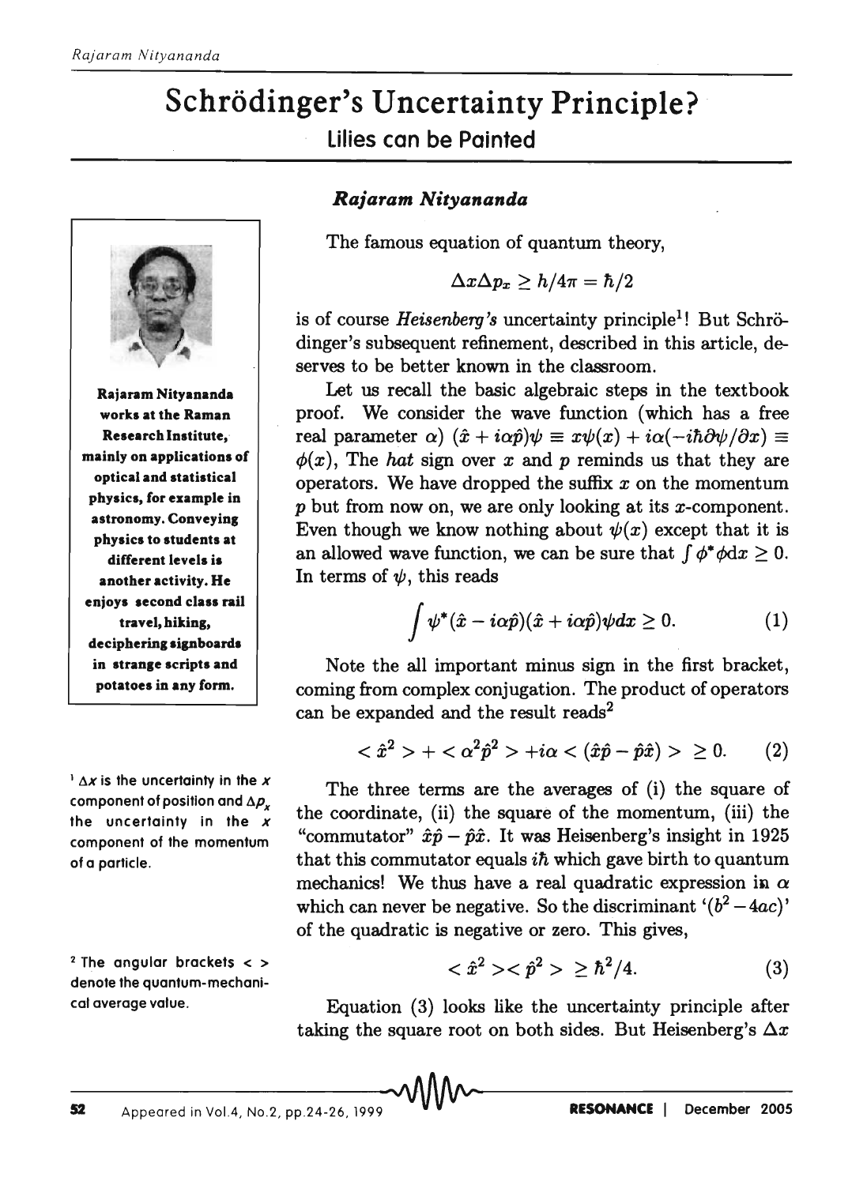# Schrödinger's Uncertainty Principle?

## Lilies can be Painted

***Rajaram Nityananda***

**Rajaram Nityananda works at the Raman Research Institute, mainly on applications of optical and statistical physics, for example in astronomy. Conveying physics to students at different levels is another activity. He enjoys second class rail travel, hiking, deciphering signboards in strange scripts and potatoes in any form.**

The famous equation of quantum theory,

$$\Delta x \Delta p_x \geq h/4\pi = \hbar/2$$

is of course *Heisenberg's* uncertainty principle[1]! But Schrödinger's subsequent refinement, described in this article, deserves to be better known in the classroom.

Let us recall the basic algebraic steps in the textbook proof. We consider the wave function (which has a free real parameter $\alpha$) $(\hat{x} + i\alpha\hat{p})\psi \equiv x\psi(x) + i\alpha(-i\hbar\partial\psi/\partial x) \equiv \phi(x)$, The *hat* sign over $x$ and $p$ reminds us that they are operators. We have dropped the suffix $x$ on the momentum $p$ but from now on, we are only looking at its $x$-component. Even though we know nothing about $\psi(x)$ except that it is an allowed wave function, we can be sure that $\int \phi^* \phi dx \geq 0$. In terms of $\psi$, this reads

$$\int \psi^* (\hat{x} - i\alpha\hat{p})(\hat{x} + i\alpha\hat{p})\psi dx \geq 0. \tag{1}$$

Note the all important minus sign in the first bracket, coming from complex conjugation. The product of operators can be expanded and the result reads[2]

$$< \hat{x}^2 > + < \alpha^2 \hat{p}^2 > + i\alpha < (\hat{x}\hat{p} - \hat{p}\hat{x}) > \geq 0. \tag{2}$$

The three terms are the averages of (i) the square of the coordinate, (ii) the square of the momentum, (iii) the "commutator" $\hat{x}\hat{p} - \hat{p}\hat{x}$. It was Heisenberg's insight in 1925 that this commutator equals $i\hbar$ which gave birth to quantum mechanics! We thus have a real quadratic expression in $\alpha$ which can never be negative. So the discriminant '$(b^2 - 4ac)$' of the quadratic is negative or zero. This gives,

$$< \hat{x}^2 >< \hat{p}^2 > \geq \hbar^2/4. \tag{3}$$

Equation (3) looks like the uncertainty principle after taking the square root on both sides. But Heisenberg's $\Delta x$

[1] $\Delta x$ is the uncertainty in the $x$ component of position and $\Delta p_x$ the uncertainty in the $x$ component of the momentum of a particle.

[2] The angular brackets < > denote the quantum-mechanical average value.

Appeared in Vol.4, No.2, pp.24-26, 1999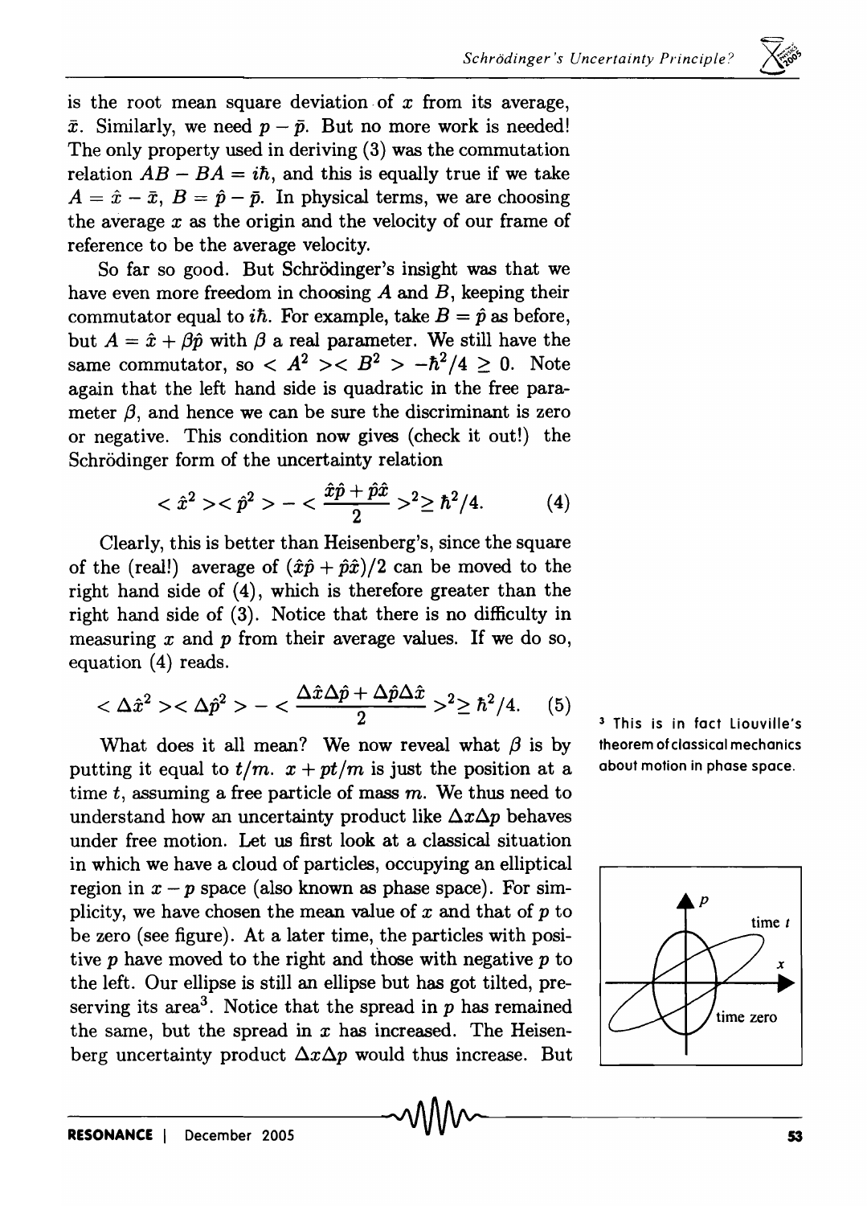is the root mean square deviation of $x$ from its average, $\bar{x}$. Similarly, we need $p - \bar{p}$. But no more work is needed! The only property used in deriving (3) was the commutation relation $AB - BA = i\hbar$, and this is equally true if we take $A = \hat{x} - \bar{x}$, $B = \hat{p} - \bar{p}$. In physical terms, we are choosing the average $x$ as the origin and the velocity of our frame of reference to be the average velocity.

So far so good. But Schrödinger's insight was that we have even more freedom in choosing $A$ and $B$, keeping their commutator equal to $i\hbar$. For example, take $B = \hat{p}$ as before, but $A = \hat{x} + \beta\hat{p}$ with $\beta$ a real parameter. We still have the same commutator, so $< A^2 >< B^2 > -\hbar^2/4 \geq 0$. Note again that the left hand side is quadratic in the free parameter $\beta$, and hence we can be sure the discriminant is zero or negative. This condition now gives (check it out!) the Schrödinger form of the uncertainty relation

$$< \hat{x}^2 >< \hat{p}^2 > - < \frac{\hat{x}\hat{p} + \hat{p}\hat{x}}{2} >^2 \geq \hbar^2/4. \qquad (4)$$

Clearly, this is better than Heisenberg's, since the square of the (real!) average of $(\hat{x}\hat{p} + \hat{p}\hat{x})/2$ can be moved to the right hand side of (4), which is therefore greater than the right hand side of (3). Notice that there is no difficulty in measuring $x$ and $p$ from their average values. If we do so, equation (4) reads.

$$< \Delta\hat{x}^2 >< \Delta\hat{p}^2 > - < \frac{\Delta\hat{x}\Delta\hat{p} + \Delta\hat{p}\Delta\hat{x}}{2} >^2 \geq \hbar^2/4. \qquad (5)$$

What does it all mean? We now reveal what $\beta$ is by putting it equal to $t/m$. $x + pt/m$ is just the position at a time $t$, assuming a free particle of mass $m$. We thus need to understand how an uncertainty product like $\Delta x \Delta p$ behaves under free motion. Let us first look at a classical situation in which we have a cloud of particles, occupying an elliptical region in $x - p$ space (also known as phase space). For simplicity, we have chosen the mean value of $x$ and that of $p$ to be zero (see figure). At a later time, the particles with positive $p$ have moved to the right and those with negative $p$ to the left. Our ellipse is still an ellipse but has got tilted, preserving its area[3]. Notice that the spread in $p$ has remained the same, but the spread in $x$ has increased. The Heisenberg uncertainty product $\Delta x \Delta p$ would thus increase. But

[3] This is in fact Liouville's theorem of classical mechanics about motion in phase space.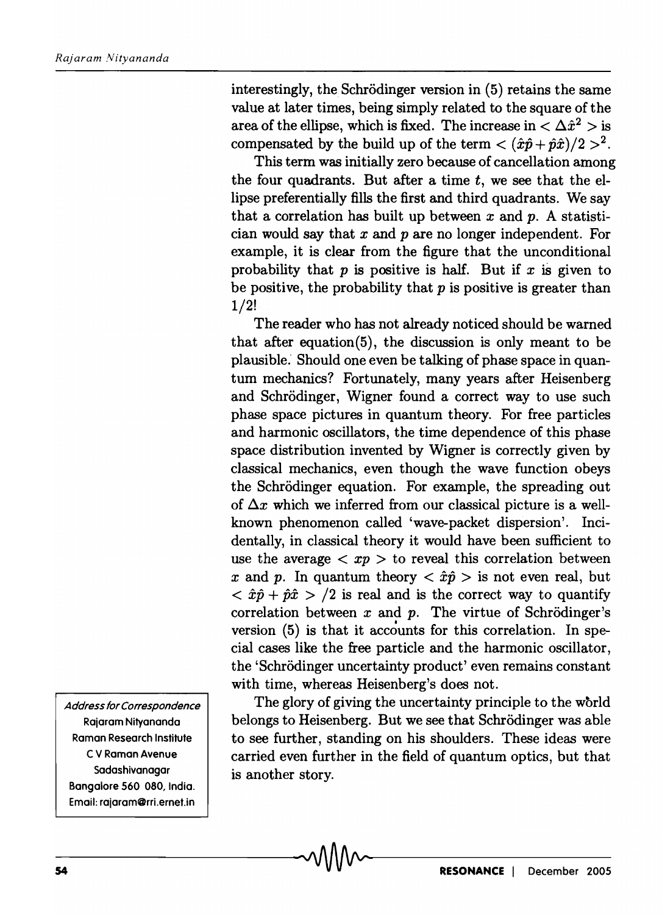interestingly, the Schrödinger version in (5) retains the same value at later times, being simply related to the square of the area of the ellipse, which is fixed. The increase in $<\Delta\hat{x}^2>$ is compensated by the build up of the term $<(\hat{x}\hat{p}+\hat{p}\hat{x})/2>^2$.

This term was initially zero because of cancellation among the four quadrants. But after a time $t$, we see that the ellipse preferentially fills the first and third quadrants. We say that a correlation has built up between $x$ and $p$. A statistician would say that $x$ and $p$ are no longer independent. For example, it is clear from the figure that the unconditional probability that $p$ is positive is half. But if $x$ is given to be positive, the probability that $p$ is positive is greater than 1/2!

The reader who has not already noticed should be warned that after equation(5), the discussion is only meant to be plausible. Should one even be talking of phase space in quantum mechanics? Fortunately, many years after Heisenberg and Schrödinger, Wigner found a correct way to use such phase space pictures in quantum theory. For free particles and harmonic oscillators, the time dependence of this phase space distribution invented by Wigner is correctly given by classical mechanics, even though the wave function obeys the Schrödinger equation. For example, the spreading out of $\Delta x$ which we inferred from our classical picture is a well-known phenomenon called 'wave-packet dispersion'. Incidentally, in classical theory it would have been sufficient to use the average $<xp>$ to reveal this correlation between $x$ and $p$. In quantum theory $<\hat{x}\hat{p}>$ is not even real, but $<\hat{x}\hat{p}+\hat{p}\hat{x}>/2$ is real and is the correct way to quantify correlation between $x$ and $p$. The virtue of Schrödinger's version (5) is that it accounts for this correlation. In special cases like the free particle and the harmonic oscillator, the 'Schrödinger uncertainty product' even remains constant with time, whereas Heisenberg's does not.

The glory of giving the uncertainty principle to the world belongs to Heisenberg. But we see that Schrödinger was able to see further, standing on his shoulders. These ideas were carried even further in the field of quantum optics, but that is another story.

*Address for Correspondence*
Rajaram Nityananda
Raman Research Institute
C V Raman Avenue
Sadashivanagar
Bangalore 560 080, India.
Email: rajaram@rri.ernet.in